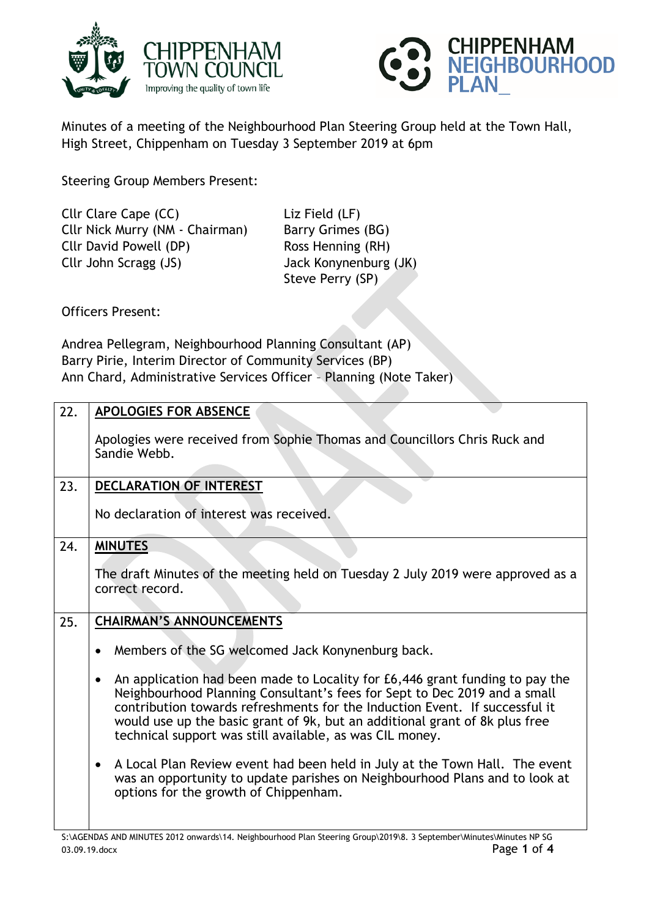Minutes of a meeting of the Neighbourhood Plan Steering Group held at the Town Hall, High Street, Chippenham on Tuesday 3 September 2019 at 6pm

Steering Group Members Present:

Cllr Clare Cape (CC)
Cllr Nick Murry (NM - Chairman)
Cllr David Powell (DP)
Cllr John Scragg (JS)
Liz Field (LF)
Barry Grimes (BG)
Ross Henning (RH)
Jack Konynenburg (JK)
Steve Perry (SP)

Officers Present:

Andrea Pellegram, Neighbourhood Planning Consultant (AP)
Barry Pirie, Interim Director of Community Services (BP)
Ann Chard, Administrative Services Officer – Planning (Note Taker)

| | |
|---|---|
| 22. | **APOLOGIES FOR ABSENCE**<br><br>Apologies were received from Sophie Thomas and Councillors Chris Ruck and Sandie Webb. |
| 23. | **DECLARATION OF INTEREST**<br><br>No declaration of interest was received. |
| 24. | **MINUTES**<br><br>The draft Minutes of the meeting held on Tuesday 2 July 2019 were approved as a correct record. |
| 25. | **CHAIRMAN'S ANNOUNCEMENTS**<br><br>• Members of the SG welcomed Jack Konynenburg back.<br><br>• An application had been made to Locality for £6,446 grant funding to pay the Neighbourhood Planning Consultant's fees for Sept to Dec 2019 and a small contribution towards refreshments for the Induction Event. If successful it would use up the basic grant of 9k, but an additional grant of 8k plus free technical support was still available, as was CIL money.<br><br>• A Local Plan Review event had been held in July at the Town Hall. The event was an opportunity to update parishes on Neighbourhood Plans and to look at options for the growth of Chippenham. |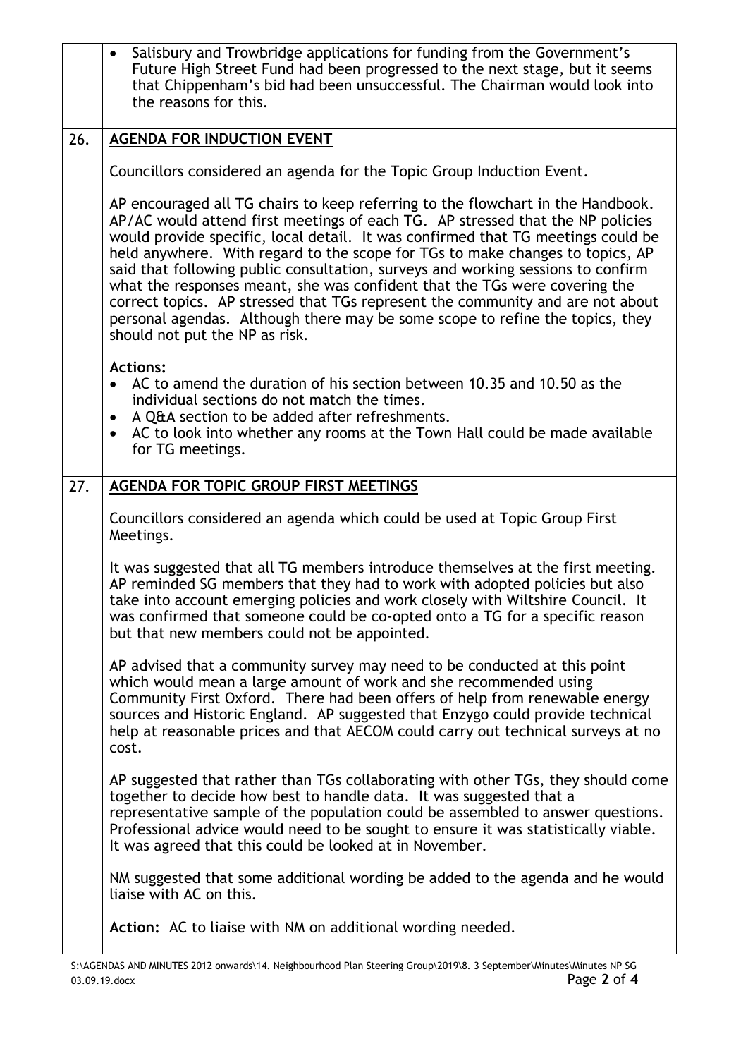|  |  |
|---|---|
|  | • Salisbury and Trowbridge applications for funding from the Government's Future High Street Fund had been progressed to the next stage, but it seems that Chippenham's bid had been unsuccessful. The Chairman would look into the reasons for this. |
| 26. | **AGENDA FOR INDUCTION EVENT**<br><br>Councillors considered an agenda for the Topic Group Induction Event.<br><br>AP encouraged all TG chairs to keep referring to the flowchart in the Handbook. AP/AC would attend first meetings of each TG. AP stressed that the NP policies would provide specific, local detail. It was confirmed that TG meetings could be held anywhere. With regard to the scope for TGs to make changes to topics, AP said that following public consultation, surveys and working sessions to confirm what the responses meant, she was confident that the TGs were covering the correct topics. AP stressed that TGs represent the community and are not about personal agendas. Although there may be some scope to refine the topics, they should not put the NP as risk.<br><br>**Actions:**<br>• AC to amend the duration of his section between 10.35 and 10.50 as the individual sections do not match the times.<br>• A Q&A section to be added after refreshments.<br>• AC to look into whether any rooms at the Town Hall could be made available for TG meetings. |
| 27. | **AGENDA FOR TOPIC GROUP FIRST MEETINGS**<br><br>Councillors considered an agenda which could be used at Topic Group First Meetings.<br><br>It was suggested that all TG members introduce themselves at the first meeting. AP reminded SG members that they had to work with adopted policies but also take into account emerging policies and work closely with Wiltshire Council. It was confirmed that someone could be co-opted onto a TG for a specific reason but that new members could not be appointed.<br><br>AP advised that a community survey may need to be conducted at this point which would mean a large amount of work and she recommended using Community First Oxford. There had been offers of help from renewable energy sources and Historic England. AP suggested that Enzygo could provide technical help at reasonable prices and that AECOM could carry out technical surveys at no cost.<br><br>AP suggested that rather than TGs collaborating with other TGs, they should come together to decide how best to handle data. It was suggested that a representative sample of the population could be assembled to answer questions. Professional advice would need to be sought to ensure it was statistically viable. It was agreed that this could be looked at in November.<br><br>NM suggested that some additional wording be added to the agenda and he would liaise with AC on this.<br><br>**Action:** AC to liaise with NM on additional wording needed. |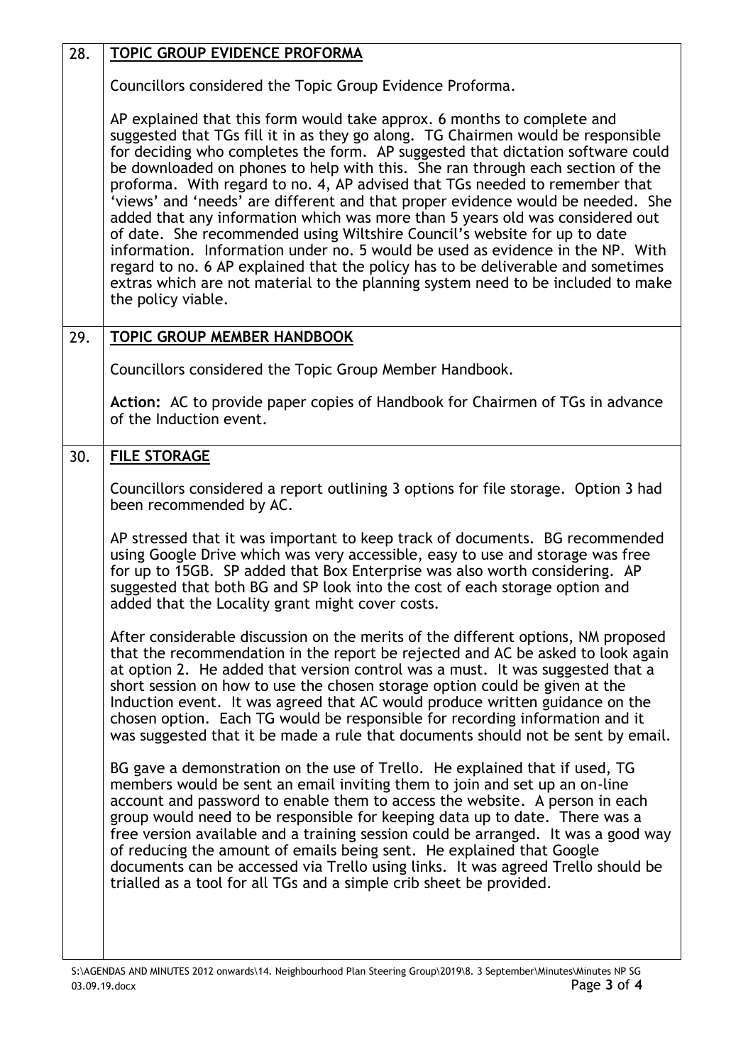## 28. TOPIC GROUP EVIDENCE PROFORMA

Councillors considered the Topic Group Evidence Proforma.

AP explained that this form would take approx. 6 months to complete and suggested that TGs fill it in as they go along. TG Chairmen would be responsible for deciding who completes the form. AP suggested that dictation software could be downloaded on phones to help with this. She ran through each section of the proforma. With regard to no. 4, AP advised that TGs needed to remember that 'views' and 'needs' are different and that proper evidence would be needed. She added that any information which was more than 5 years old was considered out of date. She recommended using Wiltshire Council's website for up to date information. Information under no. 5 would be used as evidence in the NP. With regard to no. 6 AP explained that the policy has to be deliverable and sometimes extras which are not material to the planning system need to be included to make the policy viable.

## 29. TOPIC GROUP MEMBER HANDBOOK

Councillors considered the Topic Group Member Handbook.

**Action:** AC to provide paper copies of Handbook for Chairmen of TGs in advance of the Induction event.

## 30. FILE STORAGE

Councillors considered a report outlining 3 options for file storage. Option 3 had been recommended by AC.

AP stressed that it was important to keep track of documents. BG recommended using Google Drive which was very accessible, easy to use and storage was free for up to 15GB. SP added that Box Enterprise was also worth considering. AP suggested that both BG and SP look into the cost of each storage option and added that the Locality grant might cover costs.

After considerable discussion on the merits of the different options, NM proposed that the recommendation in the report be rejected and AC be asked to look again at option 2. He added that version control was a must. It was suggested that a short session on how to use the chosen storage option could be given at the Induction event. It was agreed that AC would produce written guidance on the chosen option. Each TG would be responsible for recording information and it was suggested that it be made a rule that documents should not be sent by email.

BG gave a demonstration on the use of Trello. He explained that if used, TG members would be sent an email inviting them to join and set up an on-line account and password to enable them to access the website. A person in each group would need to be responsible for keeping data up to date. There was a free version available and a training session could be arranged. It was a good way of reducing the amount of emails being sent. He explained that Google documents can be accessed via Trello using links. It was agreed Trello should be trialled as a tool for all TGs and a simple crib sheet be provided.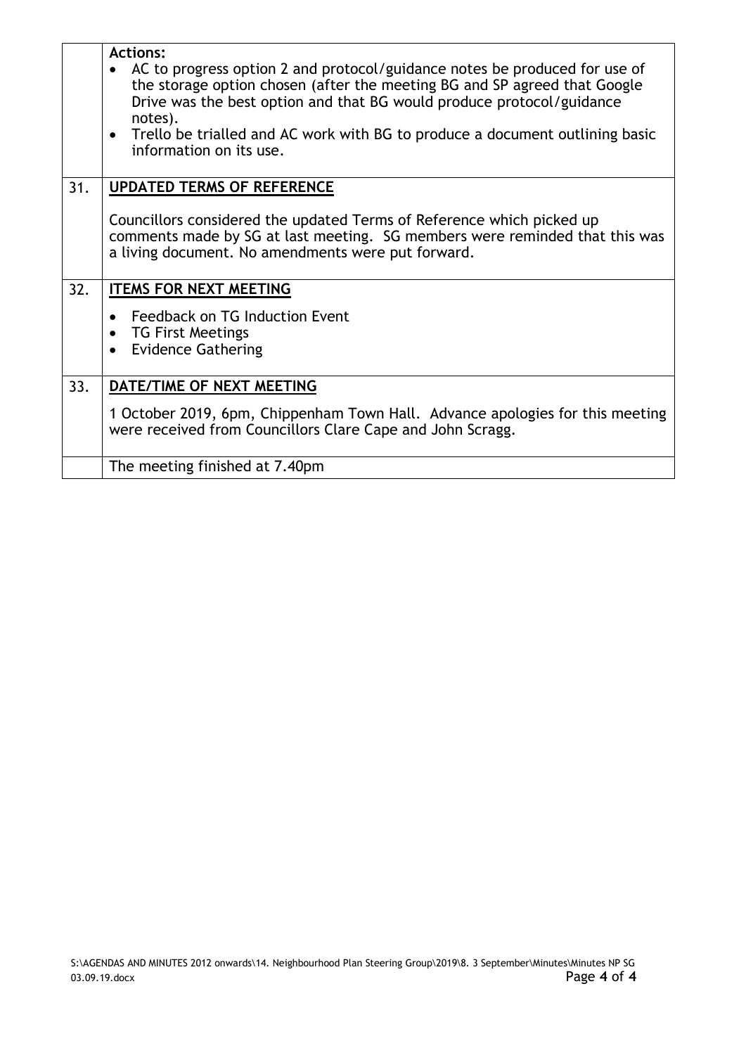| | |
|---|---|
| | **Actions:**<br>• AC to progress option 2 and protocol/guidance notes be produced for use of the storage option chosen (after the meeting BG and SP agreed that Google Drive was the best option and that BG would produce protocol/guidance notes).<br>• Trello be trialled and AC work with BG to produce a document outlining basic information on its use. |
| 31. | **UPDATED TERMS OF REFERENCE**<br><br>Councillors considered the updated Terms of Reference which picked up comments made by SG at last meeting. SG members were reminded that this was a living document. No amendments were put forward. |
| 32. | **ITEMS FOR NEXT MEETING**<br><br>• Feedback on TG Induction Event<br>• TG First Meetings<br>• Evidence Gathering |
| 33. | **DATE/TIME OF NEXT MEETING**<br><br>1 October 2019, 6pm, Chippenham Town Hall. Advance apologies for this meeting were received from Councillors Clare Cape and John Scragg. |
| | The meeting finished at 7.40pm |

S:\AGENDAS AND MINUTES 2012 onwards\14. Neighbourhood Plan Steering Group\2019\8. 3 September\Minutes\Minutes NP SG 03.09.19.docx